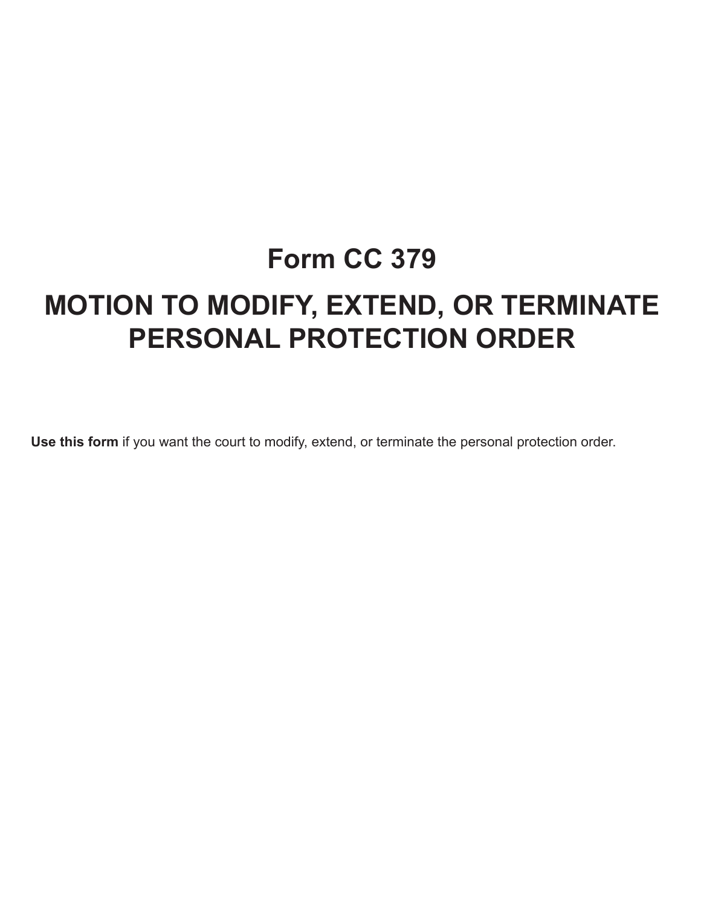# Form CC 379

# MOTION TO MODIFY, EXTEND, OR TERMINATE PERSONAL PROTECTION ORDER

**Use this form** if you want the court to modify, extend, or terminate the personal protection order.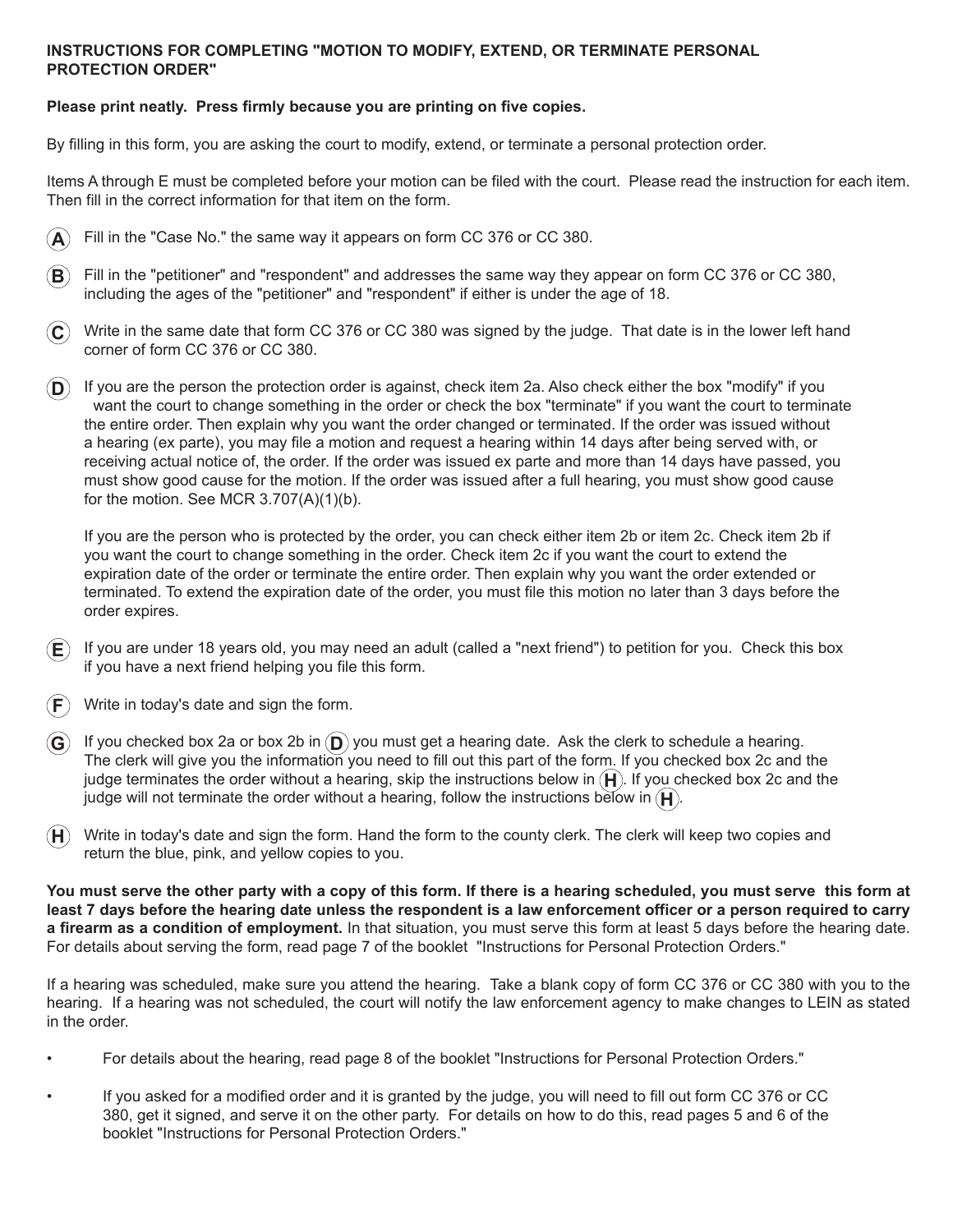**INSTRUCTIONS FOR COMPLETING "MOTION TO MODIFY, EXTEND, OR TERMINATE PERSONAL PROTECTION ORDER"**

**Please print neatly. Press firmly because you are printing on five copies.**

By filling in this form, you are asking the court to modify, extend, or terminate a personal protection order.

Items A through E must be completed before your motion can be filed with the court. Please read the instruction for each item. Then fill in the correct information for that item on the form.

**(A)** Fill in the "Case No." the same way it appears on form CC 376 or CC 380.

**(B)** Fill in the "petitioner" and "respondent" and addresses the same way they appear on form CC 376 or CC 380, including the ages of the "petitioner" and "respondent" if either is under the age of 18.

**(C)** Write in the same date that form CC 376 or CC 380 was signed by the judge. That date is in the lower left hand corner of form CC 376 or CC 380.

**(D)** If you are the person the protection order is against, check item 2a. Also check either the box "modify" if you want the court to change something in the order or check the box "terminate" if you want the court to terminate the entire order. Then explain why you want the order changed or terminated. If the order was issued without a hearing (ex parte), you may file a motion and request a hearing within 14 days after being served with, or receiving actual notice of, the order. If the order was issued ex parte and more than 14 days have passed, you must show good cause for the motion. If the order was issued after a full hearing, you must show good cause for the motion. See MCR 3.707(A)(1)(b).

If you are the person who is protected by the order, you can check either item 2b or item 2c. Check item 2b if you want the court to change something in the order. Check item 2c if you want the court to extend the expiration date of the order or terminate the entire order. Then explain why you want the order extended or terminated. To extend the expiration date of the order, you must file this motion no later than 3 days before the order expires.

**(E)** If you are under 18 years old, you may need an adult (called a "next friend") to petition for you. Check this box if you have a next friend helping you file this form.

**(F)** Write in today's date and sign the form.

**(G)** If you checked box 2a or box 2b in **(D)** you must get a hearing date. Ask the clerk to schedule a hearing. The clerk will give you the information you need to fill out this part of the form. If you checked box 2c and the judge terminates the order without a hearing, skip the instructions below in **(H)**. If you checked box 2c and the judge will not terminate the order without a hearing, follow the instructions below in **(H)**.

**(H)** Write in today's date and sign the form. Hand the form to the county clerk. The clerk will keep two copies and return the blue, pink, and yellow copies to you.

**You must serve the other party with a copy of this form. If there is a hearing scheduled, you must serve this form at least 7 days before the hearing date unless the respondent is a law enforcement officer or a person required to carry a firearm as a condition of employment.** In that situation, you must serve this form at least 5 days before the hearing date. For details about serving the form, read page 7 of the booklet "Instructions for Personal Protection Orders."

If a hearing was scheduled, make sure you attend the hearing. Take a blank copy of form CC 376 or CC 380 with you to the hearing. If a hearing was not scheduled, the court will notify the law enforcement agency to make changes to LEIN as stated in the order.

- For details about the hearing, read page 8 of the booklet "Instructions for Personal Protection Orders."
- If you asked for a modified order and it is granted by the judge, you will need to fill out form CC 376 or CC 380, get it signed, and serve it on the other party. For details on how to do this, read pages 5 and 6 of the booklet "Instructions for Personal Protection Orders."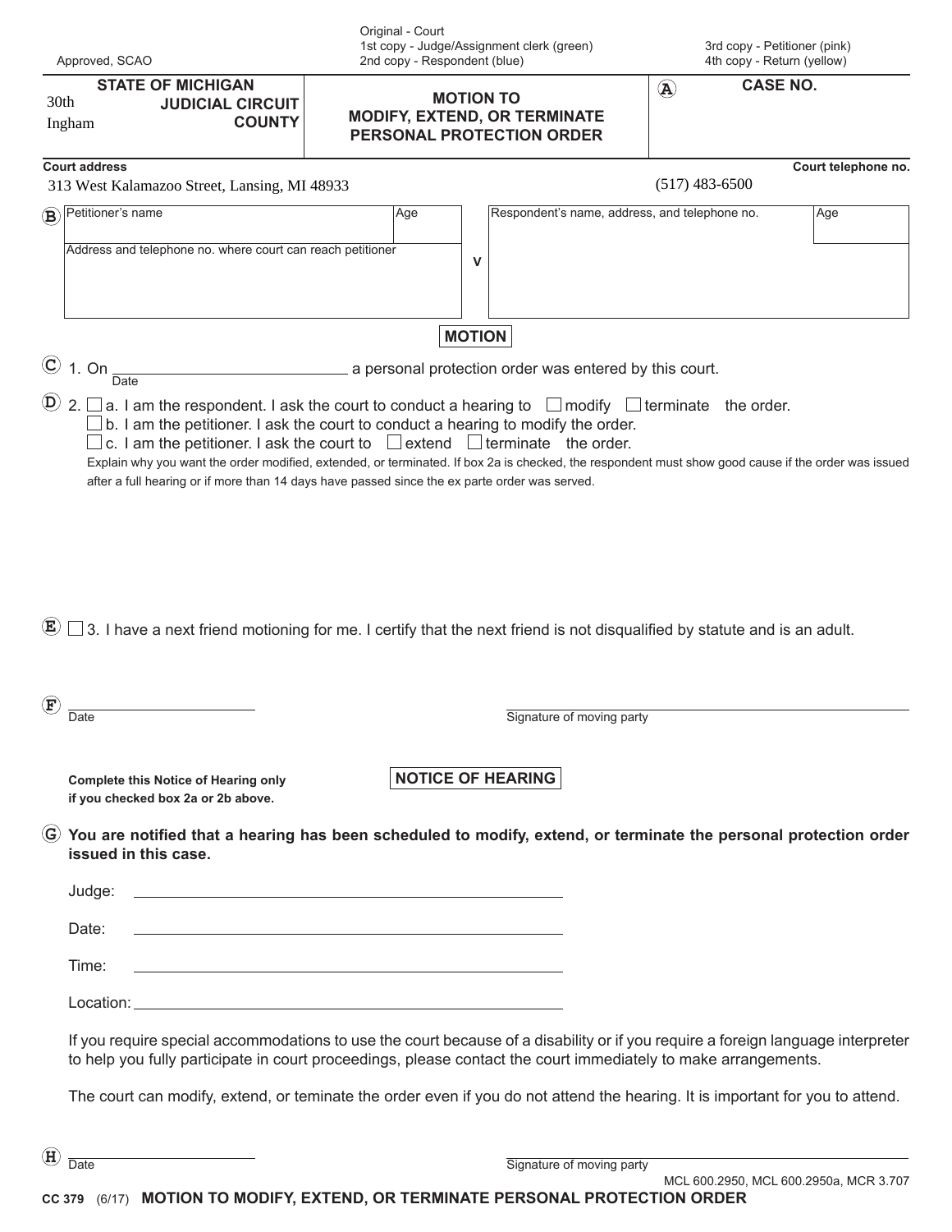Approved, SCAO

Original - Court
1st copy - Judge/Assignment clerk (green)
2nd copy - Respondent (blue)

3rd copy - Petitioner (pink)
4th copy - Return (yellow)

| STATE OF MICHIGAN<br>30th JUDICIAL CIRCUIT<br>Ingham COUNTY | MOTION TO MODIFY, EXTEND, OR TERMINATE PERSONAL PROTECTION ORDER | (A) CASE NO. |
|---|---|---|

**Court address**
313 West Kalamazoo Street, Lansing, MI 48933

**Court telephone no.**
(517) 483-6500

| (B) Petitioner's name | Age | | Respondent's name, address, and telephone no. | Age |
|---|---|---|---|---|
| Address and telephone no. where court can reach petitioner | | v | | |

## MOTION

(C) 1. On ______________________ a personal protection order was entered by this court.
Date

(D) 2. ☐ a. I am the respondent. I ask the court to conduct a hearing to ☐ modify ☐ terminate the order.
☐ b. I am the petitioner. I ask the court to conduct a hearing to modify the order.
☐ c. I am the petitioner. I ask the court to ☐ extend ☐ terminate the order.

Explain why you want the order modified, extended, or terminated. If box 2a is checked, the respondent must show good cause if the order was issued after a full hearing or if more than 14 days have passed since the ex parte order was served.

(E) ☐ 3. I have a next friend motioning for me. I certify that the next friend is not disqualified by statute and is an adult.

(F) ______________________ Date ______________________ Signature of moving party

**Complete this Notice of Hearing only if you checked box 2a or 2b above.**

## NOTICE OF HEARING

(G) **You are notified that a hearing has been scheduled to modify, extend, or terminate the personal protection order issued in this case.**

Judge: ______________________

Date: ______________________

Time: ______________________

Location: ______________________

If you require special accommodations to use the court because of a disability or if you require a foreign language interpreter to help you fully participate in court proceedings, please contact the court immediately to make arrangements.

The court can modify, extend, or teminate the order even if you do not attend the hearing. It is important for you to attend.

(H) ______________________ Date ______________________ Signature of moving party

MCL 600.2950, MCL 600.2950a, MCR 3.707

CC 379 (6/17) **MOTION TO MODIFY, EXTEND, OR TERMINATE PERSONAL PROTECTION ORDER**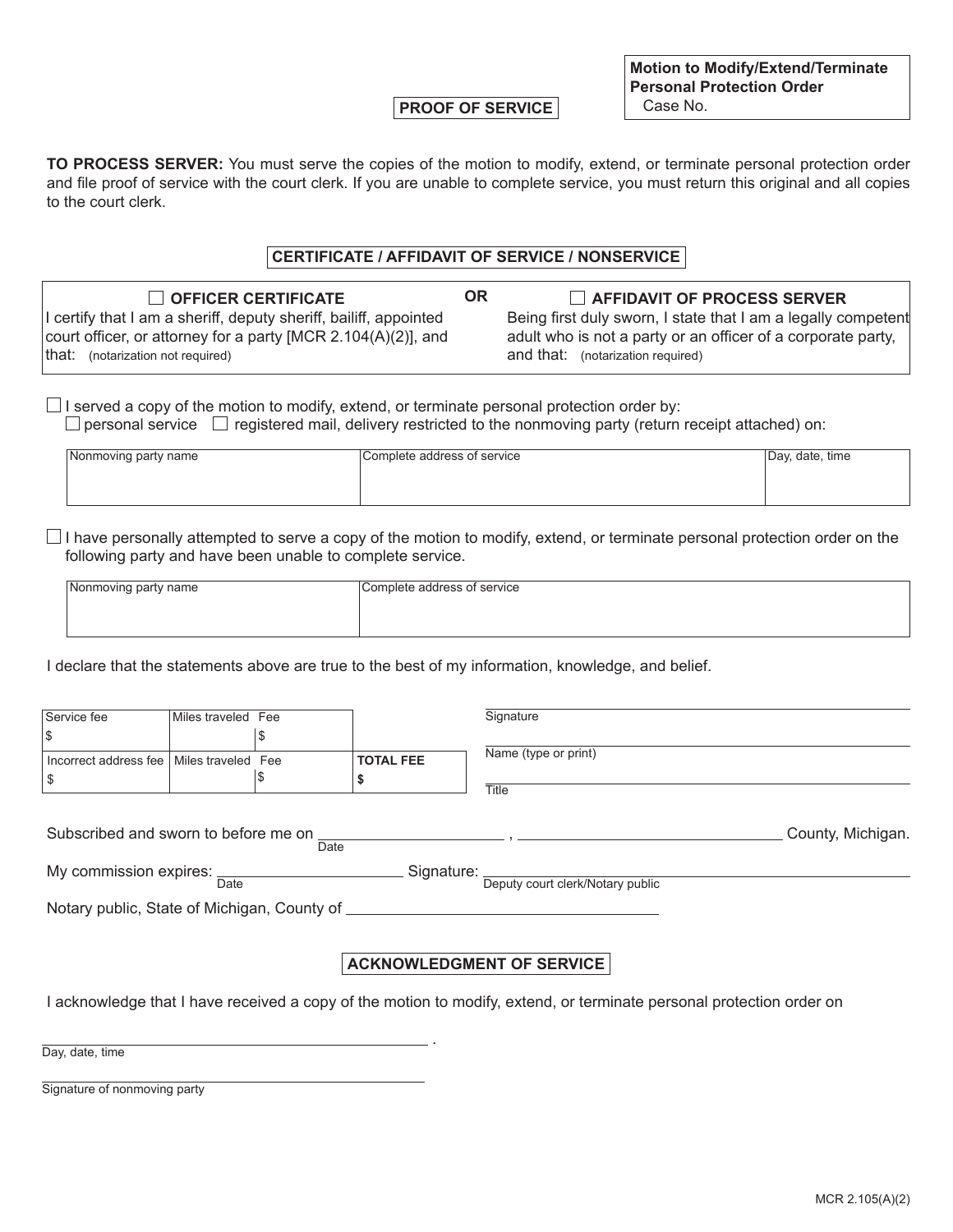**Motion to Modify/Extend/Terminate Personal Protection Order**
Case No.

## PROOF OF SERVICE

**TO PROCESS SERVER:** You must serve the copies of the motion to modify, extend, or terminate personal protection order and file proof of service with the court clerk. If you are unable to complete service, you must return this original and all copies to the court clerk.

### CERTIFICATE / AFFIDAVIT OF SERVICE / NONSERVICE

| ☐ **OFFICER CERTIFICATE** | **OR** | ☐ **AFFIDAVIT OF PROCESS SERVER** |
|---|---|---|
| I certify that I am a sheriff, deputy sheriff, bailiff, appointed court officer, or attorney for a party [MCR 2.104(A)(2)], and that: (notarization not required) | | Being first duly sworn, I state that I am a legally competent adult who is not a party or an officer of a corporate party, and that: (notarization required) |

☐ I served a copy of the motion to modify, extend, or terminate personal protection order by:
☐ personal service ☐ registered mail, delivery restricted to the nonmoving party (return receipt attached) on:

| Nonmoving party name | Complete address of service | Day, date, time |
|---|---|---|
| | | |

☐ I have personally attempted to serve a copy of the motion to modify, extend, or terminate personal protection order on the following party and have been unable to complete service.

| Nonmoving party name | Complete address of service |
|---|---|
| | |

I declare that the statements above are true to the best of my information, knowledge, and belief.

| Service fee | Miles traveled | Fee | |
|---|---|---|---|
| $ | | $ | |
| **Incorrect address fee** | **Miles traveled** | **Fee** | **TOTAL FEE** |
| $ | | $ | **$** |

Signature ____________________

Name (type or print) ____________________

Title ____________________

Subscribed and sworn to before me on ____________ (Date), ____________________ County, Michigan.

My commission expires: ____________ (Date) Signature: ____________________ (Deputy court clerk/Notary public)

Notary public, State of Michigan, County of ____________________

### ACKNOWLEDGMENT OF SERVICE

I acknowledge that I have received a copy of the motion to modify, extend, or terminate personal protection order on

____________________ .
Day, date, time

____________________
Signature of nonmoving party

MCR 2.105(A)(2)